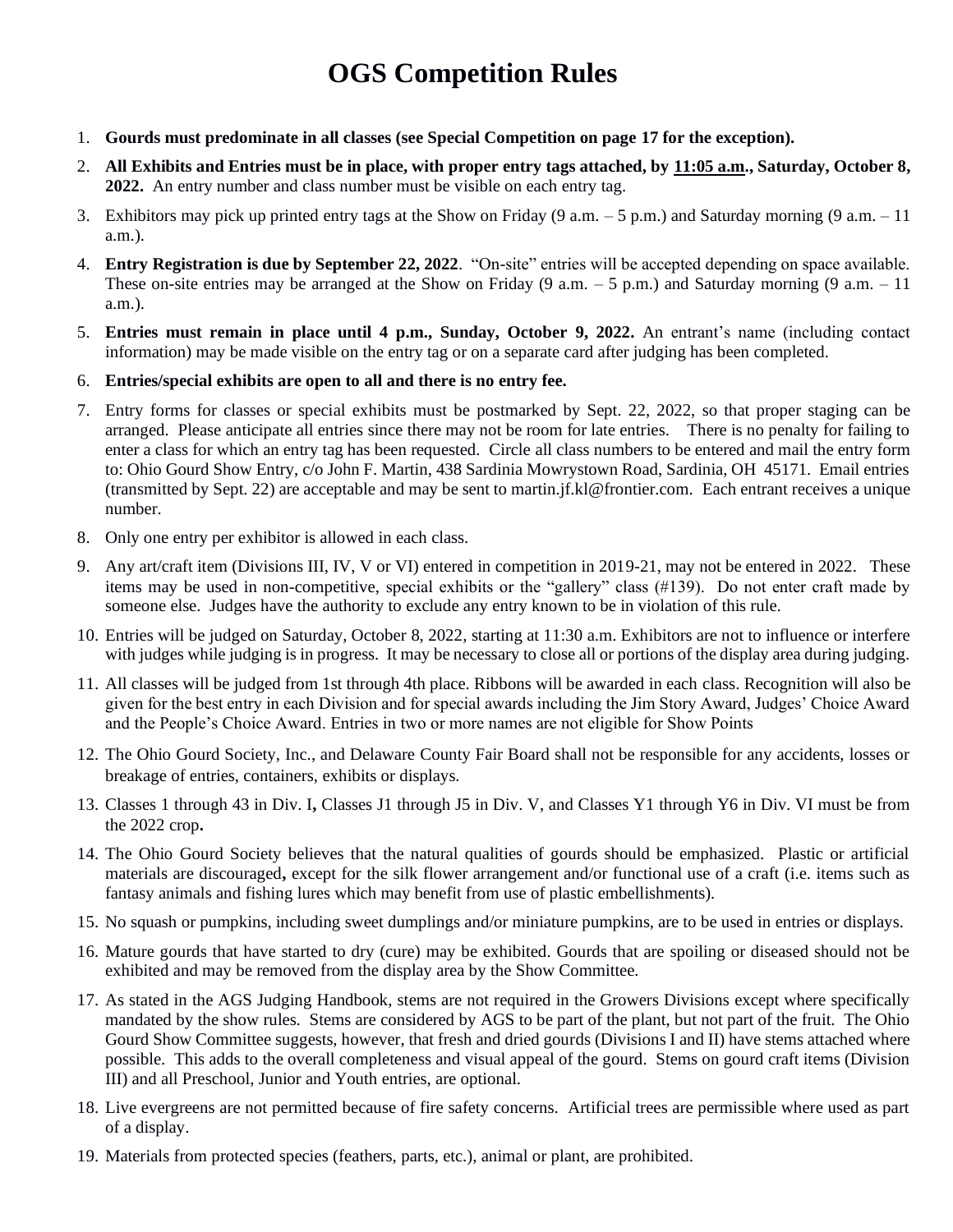# OGS Competition Rules

1. **Gourds must predominate in all classes (see Special Competition on page 17 for the exception).**
2. **All Exhibits and Entries must be in place, with proper entry tags attached, by <u>11:05 a.m</u>., Saturday, October 8, 2022.** An entry number and class number must be visible on each entry tag.
3. Exhibitors may pick up printed entry tags at the Show on Friday (9 a.m. – 5 p.m.) and Saturday morning (9 a.m. – 11 a.m.).
4. **Entry Registration is due by September 22, 2022**. "On-site" entries will be accepted depending on space available. These on-site entries may be arranged at the Show on Friday (9 a.m. – 5 p.m.) and Saturday morning (9 a.m. – 11 a.m.).
5. **Entries must remain in place until 4 p.m., Sunday, October 9, 2022.** An entrant's name (including contact information) may be made visible on the entry tag or on a separate card after judging has been completed.
6. **Entries/special exhibits are open to all and there is no entry fee.**
7. Entry forms for classes or special exhibits must be postmarked by Sept. 22, 2022, so that proper staging can be arranged. Please anticipate all entries since there may not be room for late entries. There is no penalty for failing to enter a class for which an entry tag has been requested. Circle all class numbers to be entered and mail the entry form to: Ohio Gourd Show Entry, c/o John F. Martin, 438 Sardinia Mowrystown Road, Sardinia, OH 45171. Email entries (transmitted by Sept. 22) are acceptable and may be sent to martin.jf.kl@frontier.com. Each entrant receives a unique number.
8. Only one entry per exhibitor is allowed in each class.
9. Any art/craft item (Divisions III, IV, V or VI) entered in competition in 2019-21, may not be entered in 2022. These items may be used in non-competitive, special exhibits or the "gallery" class (#139). Do not enter craft made by someone else. Judges have the authority to exclude any entry known to be in violation of this rule.
10. Entries will be judged on Saturday, October 8, 2022, starting at 11:30 a.m. Exhibitors are not to influence or interfere with judges while judging is in progress. It may be necessary to close all or portions of the display area during judging.
11. All classes will be judged from 1st through 4th place. Ribbons will be awarded in each class. Recognition will also be given for the best entry in each Division and for special awards including the Jim Story Award, Judges' Choice Award and the People's Choice Award. Entries in two or more names are not eligible for Show Points
12. The Ohio Gourd Society, Inc., and Delaware County Fair Board shall not be responsible for any accidents, losses or breakage of entries, containers, exhibits or displays.
13. Classes 1 through 43 in Div. I**,** Classes J1 through J5 in Div. V, and Classes Y1 through Y6 in Div. VI must be from the 2022 crop**.**
14. The Ohio Gourd Society believes that the natural qualities of gourds should be emphasized. Plastic or artificial materials are discouraged**,** except for the silk flower arrangement and/or functional use of a craft (i.e. items such as fantasy animals and fishing lures which may benefit from use of plastic embellishments).
15. No squash or pumpkins, including sweet dumplings and/or miniature pumpkins, are to be used in entries or displays.
16. Mature gourds that have started to dry (cure) may be exhibited. Gourds that are spoiling or diseased should not be exhibited and may be removed from the display area by the Show Committee.
17. As stated in the AGS Judging Handbook, stems are not required in the Growers Divisions except where specifically mandated by the show rules. Stems are considered by AGS to be part of the plant, but not part of the fruit. The Ohio Gourd Show Committee suggests, however, that fresh and dried gourds (Divisions I and II) have stems attached where possible. This adds to the overall completeness and visual appeal of the gourd. Stems on gourd craft items (Division III) and all Preschool, Junior and Youth entries, are optional.
18. Live evergreens are not permitted because of fire safety concerns. Artificial trees are permissible where used as part of a display.
19. Materials from protected species (feathers, parts, etc.), animal or plant, are prohibited.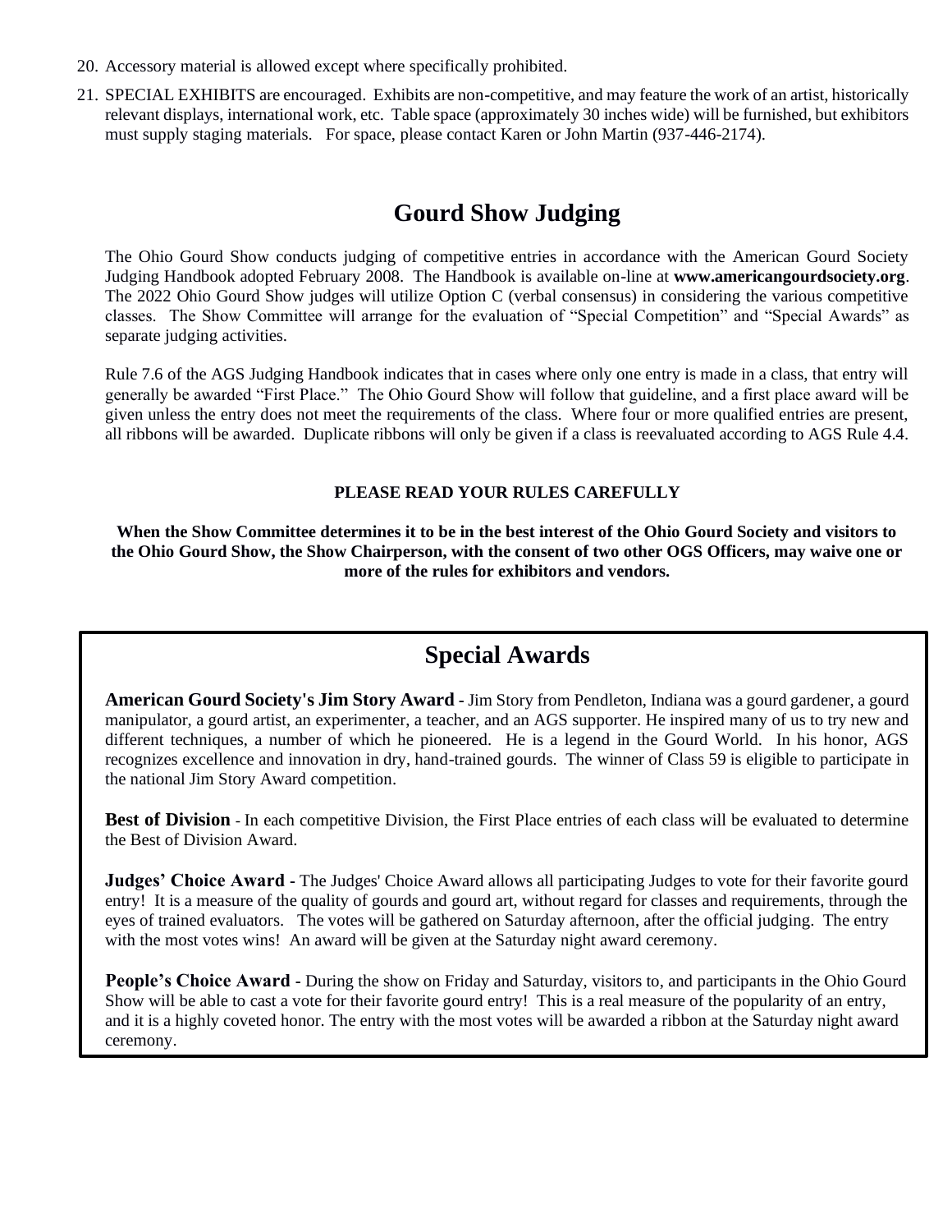20. Accessory material is allowed except where specifically prohibited.
21. SPECIAL EXHIBITS are encouraged. Exhibits are non-competitive, and may feature the work of an artist, historically relevant displays, international work, etc. Table space (approximately 30 inches wide) will be furnished, but exhibitors must supply staging materials. For space, please contact Karen or John Martin (937-446-2174).

## Gourd Show Judging

The Ohio Gourd Show conducts judging of competitive entries in accordance with the American Gourd Society Judging Handbook adopted February 2008. The Handbook is available on-line at **www.americangourdsociety.org**. The 2022 Ohio Gourd Show judges will utilize Option C (verbal consensus) in considering the various competitive classes. The Show Committee will arrange for the evaluation of "Special Competition" and "Special Awards" as separate judging activities.

Rule 7.6 of the AGS Judging Handbook indicates that in cases where only one entry is made in a class, that entry will generally be awarded "First Place." The Ohio Gourd Show will follow that guideline, and a first place award will be given unless the entry does not meet the requirements of the class. Where four or more qualified entries are present, all ribbons will be awarded. Duplicate ribbons will only be given if a class is reevaluated according to AGS Rule 4.4.

**PLEASE READ YOUR RULES CAREFULLY**

**When the Show Committee determines it to be in the best interest of the Ohio Gourd Society and visitors to the Ohio Gourd Show, the Show Chairperson, with the consent of two other OGS Officers, may waive one or more of the rules for exhibitors and vendors.**

## Special Awards

**American Gourd Society's Jim Story Award** - Jim Story from Pendleton, Indiana was a gourd gardener, a gourd manipulator, a gourd artist, an experimenter, a teacher, and an AGS supporter. He inspired many of us to try new and different techniques, a number of which he pioneered. He is a legend in the Gourd World. In his honor, AGS recognizes excellence and innovation in dry, hand-trained gourds. The winner of Class 59 is eligible to participate in the national Jim Story Award competition.

**Best of Division** - In each competitive Division, the First Place entries of each class will be evaluated to determine the Best of Division Award.

**Judges' Choice Award** - The Judges' Choice Award allows all participating Judges to vote for their favorite gourd entry! It is a measure of the quality of gourds and gourd art, without regard for classes and requirements, through the eyes of trained evaluators. The votes will be gathered on Saturday afternoon, after the official judging. The entry with the most votes wins! An award will be given at the Saturday night award ceremony.

**People's Choice Award** - During the show on Friday and Saturday, visitors to, and participants in the Ohio Gourd Show will be able to cast a vote for their favorite gourd entry! This is a real measure of the popularity of an entry, and it is a highly coveted honor. The entry with the most votes will be awarded a ribbon at the Saturday night award ceremony.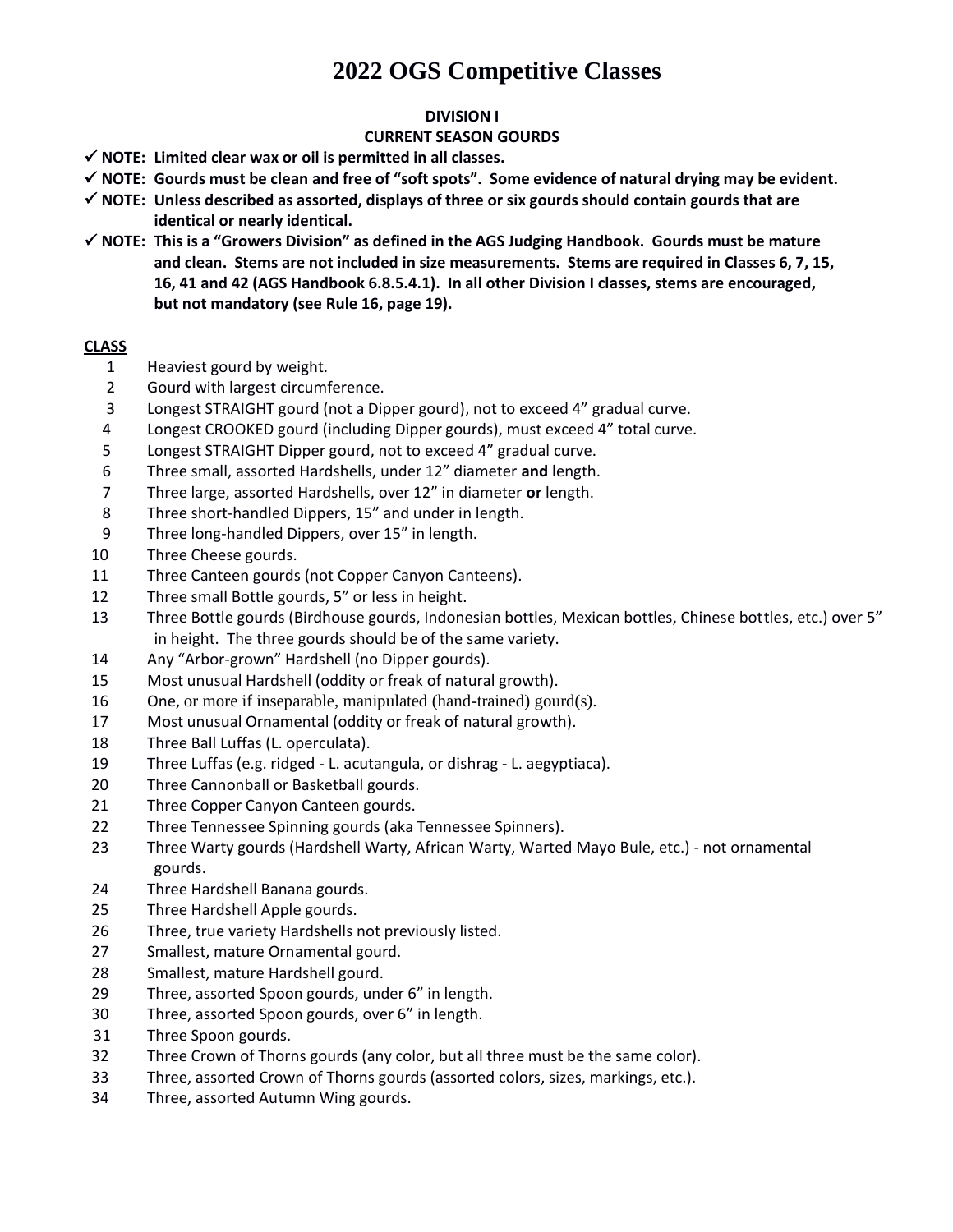# 2022 OGS Competitive Classes

**DIVISION I**

**CURRENT SEASON GOURDS**

- ✓ **NOTE: Limited clear wax or oil is permitted in all classes.**
- ✓ **NOTE: Gourds must be clean and free of "soft spots". Some evidence of natural drying may be evident.**
- ✓ **NOTE: Unless described as assorted, displays of three or six gourds should contain gourds that are identical or nearly identical.**
- ✓ **NOTE: This is a "Growers Division" as defined in the AGS Judging Handbook. Gourds must be mature and clean. Stems are not included in size measurements. Stems are required in Classes 6, 7, 15, 16, 41 and 42 (AGS Handbook 6.8.5.4.1). In all other Division I classes, stems are encouraged, but not mandatory (see Rule 16, page 19).**

**CLASS**

1. Heaviest gourd by weight.
2. Gourd with largest circumference.
3. Longest STRAIGHT gourd (not a Dipper gourd), not to exceed 4" gradual curve.
4. Longest CROOKED gourd (including Dipper gourds), must exceed 4" total curve.
5. Longest STRAIGHT Dipper gourd, not to exceed 4" gradual curve.
6. Three small, assorted Hardshells, under 12" diameter **and** length.
7. Three large, assorted Hardshells, over 12" in diameter **or** length.
8. Three short-handled Dippers, 15" and under in length.
9. Three long-handled Dippers, over 15" in length.
10. Three Cheese gourds.
11. Three Canteen gourds (not Copper Canyon Canteens).
12. Three small Bottle gourds, 5" or less in height.
13. Three Bottle gourds (Birdhouse gourds, Indonesian bottles, Mexican bottles, Chinese bottles, etc.) over 5" in height. The three gourds should be of the same variety.
14. Any "Arbor-grown" Hardshell (no Dipper gourds).
15. Most unusual Hardshell (oddity or freak of natural growth).
16. One, or more if inseparable, manipulated (hand-trained) gourd(s).
17. Most unusual Ornamental (oddity or freak of natural growth).
18. Three Ball Luffas (L. operculata).
19. Three Luffas (e.g. ridged - L. acutangula, or dishrag - L. aegyptiaca).
20. Three Cannonball or Basketball gourds.
21. Three Copper Canyon Canteen gourds.
22. Three Tennessee Spinning gourds (aka Tennessee Spinners).
23. Three Warty gourds (Hardshell Warty, African Warty, Warted Mayo Bule, etc.) - not ornamental gourds.
24. Three Hardshell Banana gourds.
25. Three Hardshell Apple gourds.
26. Three, true variety Hardshells not previously listed.
27. Smallest, mature Ornamental gourd.
28. Smallest, mature Hardshell gourd.
29. Three, assorted Spoon gourds, under 6" in length.
30. Three, assorted Spoon gourds, over 6" in length.
31. Three Spoon gourds.
32. Three Crown of Thorns gourds (any color, but all three must be the same color).
33. Three, assorted Crown of Thorns gourds (assorted colors, sizes, markings, etc.).
34. Three, assorted Autumn Wing gourds.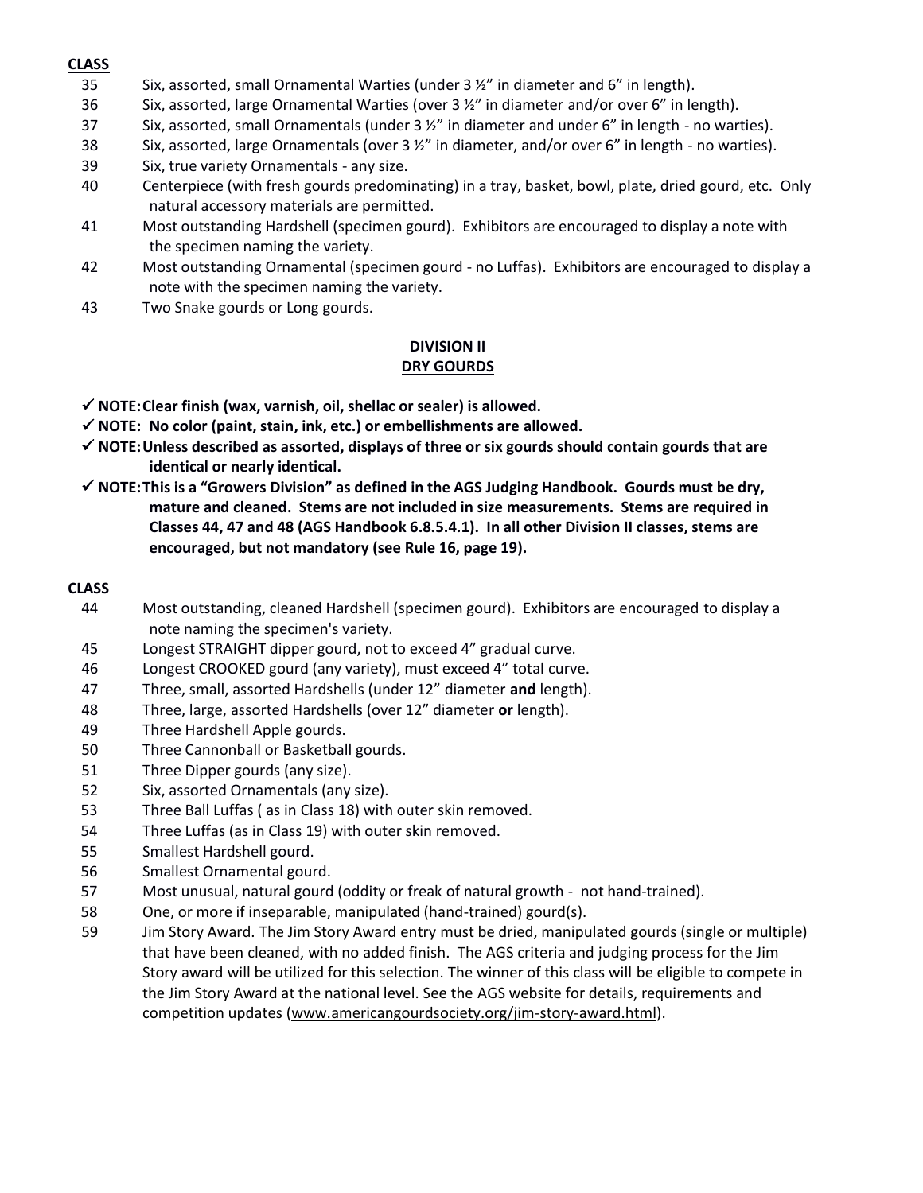**CLASS**

35 Six, assorted, small Ornamental Warties (under 3 ½" in diameter and 6" in length).

36 Six, assorted, large Ornamental Warties (over 3 ½" in diameter and/or over 6" in length).

37 Six, assorted, small Ornamentals (under 3 ½" in diameter and under 6" in length - no warties).

38 Six, assorted, large Ornamentals (over 3 ½" in diameter, and/or over 6" in length - no warties).

39 Six, true variety Ornamentals - any size.

40 Centerpiece (with fresh gourds predominating) in a tray, basket, bowl, plate, dried gourd, etc. Only natural accessory materials are permitted.

41 Most outstanding Hardshell (specimen gourd). Exhibitors are encouraged to display a note with the specimen naming the variety.

42 Most outstanding Ornamental (specimen gourd - no Luffas). Exhibitors are encouraged to display a note with the specimen naming the variety.

43 Two Snake gourds or Long gourds.

## DIVISION II
## DRY GOURDS

- ✓ **NOTE: Clear finish (wax, varnish, oil, shellac or sealer) is allowed.**
- ✓ **NOTE: No color (paint, stain, ink, etc.) or embellishments are allowed.**
- ✓ **NOTE: Unless described as assorted, displays of three or six gourds should contain gourds that are identical or nearly identical.**
- ✓ **NOTE: This is a "Growers Division" as defined in the AGS Judging Handbook. Gourds must be dry, mature and cleaned. Stems are not included in size measurements. Stems are required in Classes 44, 47 and 48 (AGS Handbook 6.8.5.4.1). In all other Division II classes, stems are encouraged, but not mandatory (see Rule 16, page 19).**

**CLASS**

44 Most outstanding, cleaned Hardshell (specimen gourd). Exhibitors are encouraged to display a note naming the specimen's variety.

45 Longest STRAIGHT dipper gourd, not to exceed 4" gradual curve.

46 Longest CROOKED gourd (any variety), must exceed 4" total curve.

47 Three, small, assorted Hardshells (under 12" diameter **and** length).

48 Three, large, assorted Hardshells (over 12" diameter **or** length).

49 Three Hardshell Apple gourds.

50 Three Cannonball or Basketball gourds.

51 Three Dipper gourds (any size).

52 Six, assorted Ornamentals (any size).

53 Three Ball Luffas ( as in Class 18) with outer skin removed.

54 Three Luffas (as in Class 19) with outer skin removed.

55 Smallest Hardshell gourd.

56 Smallest Ornamental gourd.

57 Most unusual, natural gourd (oddity or freak of natural growth - not hand-trained).

58 One, or more if inseparable, manipulated (hand-trained) gourd(s).

59 Jim Story Award. The Jim Story Award entry must be dried, manipulated gourds (single or multiple) that have been cleaned, with no added finish. The AGS criteria and judging process for the Jim Story award will be utilized for this selection. The winner of this class will be eligible to compete in the Jim Story Award at the national level. See the AGS website for details, requirements and competition updates (www.americangourdsociety.org/jim-story-award.html).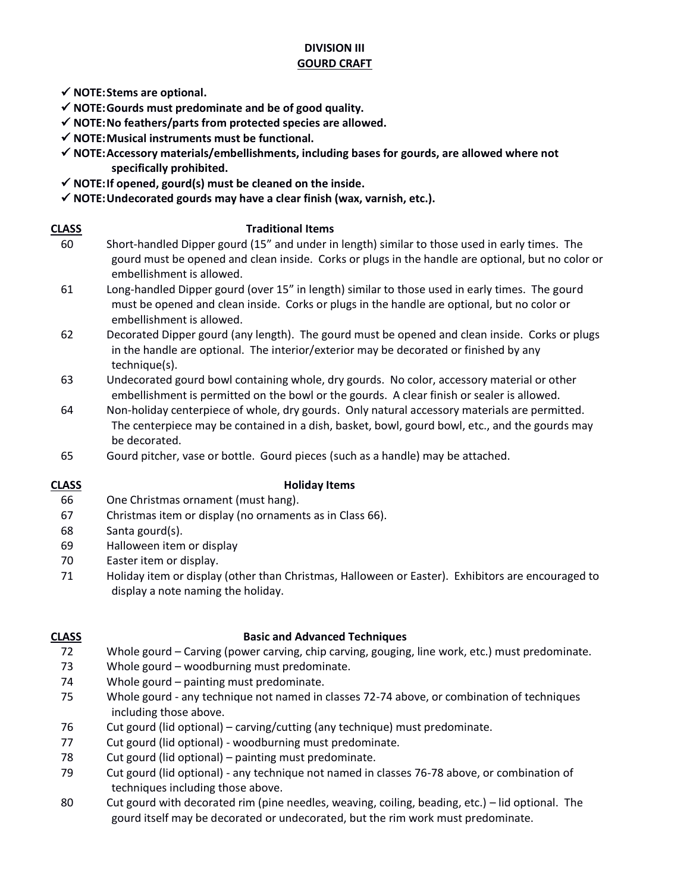# DIVISION III
## GOURD CRAFT

- ✓ **NOTE: Stems are optional.**
- ✓ **NOTE: Gourds must predominate and be of good quality.**
- ✓ **NOTE: No feathers/parts from protected species are allowed.**
- ✓ **NOTE: Musical instruments must be functional.**
- ✓ **NOTE: Accessory materials/embellishments, including bases for gourds, are allowed where not specifically prohibited.**
- ✓ **NOTE: If opened, gourd(s) must be cleaned on the inside.**
- ✓ **NOTE: Undecorated gourds may have a clear finish (wax, varnish, etc.).**

| CLASS | Traditional Items |
|---|---|
| 60 | Short-handled Dipper gourd (15" and under in length) similar to those used in early times. The gourd must be opened and clean inside. Corks or plugs in the handle are optional, but no color or embellishment is allowed. |
| 61 | Long-handled Dipper gourd (over 15" in length) similar to those used in early times. The gourd must be opened and clean inside. Corks or plugs in the handle are optional, but no color or embellishment is allowed. |
| 62 | Decorated Dipper gourd (any length). The gourd must be opened and clean inside. Corks or plugs in the handle are optional. The interior/exterior may be decorated or finished by any technique(s). |
| 63 | Undecorated gourd bowl containing whole, dry gourds. No color, accessory material or other embellishment is permitted on the bowl or the gourds. A clear finish or sealer is allowed. |
| 64 | Non-holiday centerpiece of whole, dry gourds. Only natural accessory materials are permitted. The centerpiece may be contained in a dish, basket, bowl, gourd bowl, etc., and the gourds may be decorated. |
| 65 | Gourd pitcher, vase or bottle. Gourd pieces (such as a handle) may be attached. |

| CLASS | Holiday Items |
|---|---|
| 66 | One Christmas ornament (must hang). |
| 67 | Christmas item or display (no ornaments as in Class 66). |
| 68 | Santa gourd(s). |
| 69 | Halloween item or display |
| 70 | Easter item or display. |
| 71 | Holiday item or display (other than Christmas, Halloween or Easter). Exhibitors are encouraged to display a note naming the holiday. |

| CLASS | Basic and Advanced Techniques |
|---|---|
| 72 | Whole gourd – Carving (power carving, chip carving, gouging, line work, etc.) must predominate. |
| 73 | Whole gourd – woodburning must predominate. |
| 74 | Whole gourd – painting must predominate. |
| 75 | Whole gourd - any technique not named in classes 72-74 above, or combination of techniques including those above. |
| 76 | Cut gourd (lid optional) – carving/cutting (any technique) must predominate. |
| 77 | Cut gourd (lid optional) - woodburning must predominate. |
| 78 | Cut gourd (lid optional) – painting must predominate. |
| 79 | Cut gourd (lid optional) - any technique not named in classes 76-78 above, or combination of techniques including those above. |
| 80 | Cut gourd with decorated rim (pine needles, weaving, coiling, beading, etc.) – lid optional. The gourd itself may be decorated or undecorated, but the rim work must predominate. |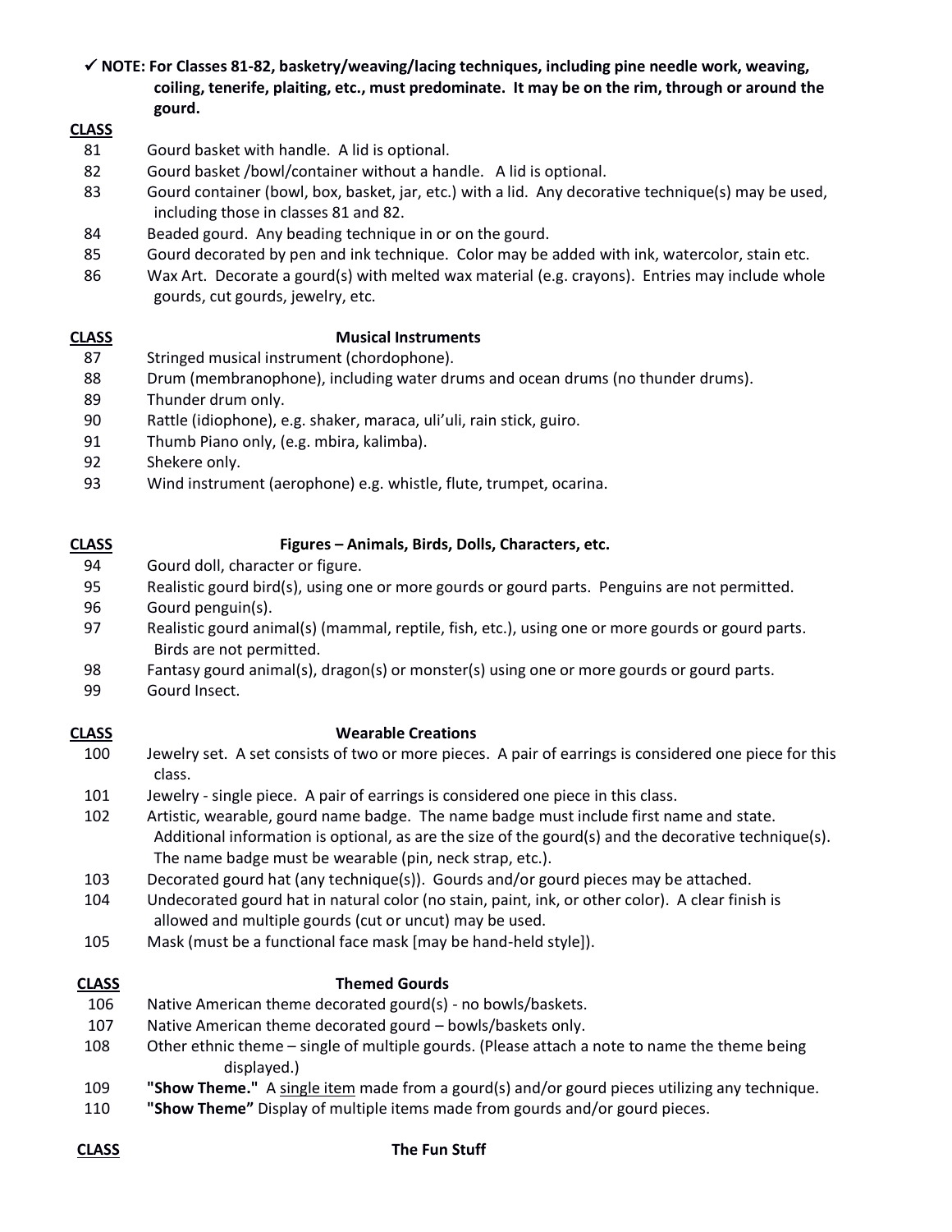✓ **NOTE: For Classes 81-82, basketry/weaving/lacing techniques, including pine needle work, weaving, coiling, tenerife, plaiting, etc., must predominate. It may be on the rim, through or around the gourd.**

**CLASS**

81 Gourd basket with handle. A lid is optional.

82 Gourd basket /bowl/container without a handle. A lid is optional.

83 Gourd container (bowl, box, basket, jar, etc.) with a lid. Any decorative technique(s) may be used, including those in classes 81 and 82.

84 Beaded gourd. Any beading technique in or on the gourd.

85 Gourd decorated by pen and ink technique. Color may be added with ink, watercolor, stain etc.

86 Wax Art. Decorate a gourd(s) with melted wax material (e.g. crayons). Entries may include whole gourds, cut gourds, jewelry, etc.

**CLASS** **Musical Instruments**

87 Stringed musical instrument (chordophone).

88 Drum (membranophone), including water drums and ocean drums (no thunder drums).

89 Thunder drum only.

90 Rattle (idiophone), e.g. shaker, maraca, uli'uli, rain stick, guiro.

91 Thumb Piano only, (e.g. mbira, kalimba).

92 Shekere only.

93 Wind instrument (aerophone) e.g. whistle, flute, trumpet, ocarina.

**CLASS** **Figures – Animals, Birds, Dolls, Characters, etc.**

94 Gourd doll, character or figure.

95 Realistic gourd bird(s), using one or more gourds or gourd parts. Penguins are not permitted.

96 Gourd penguin(s).

97 Realistic gourd animal(s) (mammal, reptile, fish, etc.), using one or more gourds or gourd parts. Birds are not permitted.

98 Fantasy gourd animal(s), dragon(s) or monster(s) using one or more gourds or gourd parts.

99 Gourd Insect.

**CLASS** **Wearable Creations**

100 Jewelry set. A set consists of two or more pieces. A pair of earrings is considered one piece for this class.

101 Jewelry - single piece. A pair of earrings is considered one piece in this class.

102 Artistic, wearable, gourd name badge. The name badge must include first name and state. Additional information is optional, as are the size of the gourd(s) and the decorative technique(s). The name badge must be wearable (pin, neck strap, etc.).

103 Decorated gourd hat (any technique(s)). Gourds and/or gourd pieces may be attached.

104 Undecorated gourd hat in natural color (no stain, paint, ink, or other color). A clear finish is allowed and multiple gourds (cut or uncut) may be used.

105 Mask (must be a functional face mask [may be hand-held style]).

**CLASS** **Themed Gourds**

106 Native American theme decorated gourd(s) - no bowls/baskets.

107 Native American theme decorated gourd – bowls/baskets only.

108 Other ethnic theme – single of multiple gourds. (Please attach a note to name the theme being displayed.)

109 **"Show Theme."** A <u>single item</u> made from a gourd(s) and/or gourd pieces utilizing any technique.

110 **"Show Theme"** Display of multiple items made from gourds and/or gourd pieces.

**CLASS** **The Fun Stuff**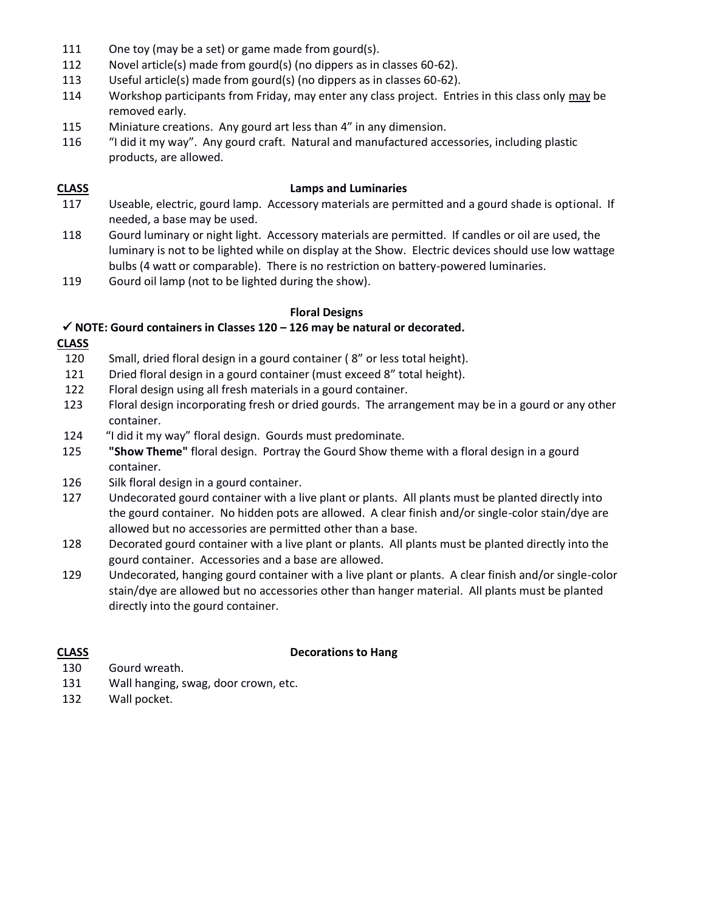111 One toy (may be a set) or game made from gourd(s).

112 Novel article(s) made from gourd(s) (no dippers as in classes 60-62).

113 Useful article(s) made from gourd(s) (no dippers as in classes 60-62).

114 Workshop participants from Friday, may enter any class project. Entries in this class only may be removed early.

115 Miniature creations. Any gourd art less than 4" in any dimension.

116 "I did it my way". Any gourd craft. Natural and manufactured accessories, including plastic products, are allowed.

**CLASS** **Lamps and Luminaries**

117 Useable, electric, gourd lamp. Accessory materials are permitted and a gourd shade is optional. If needed, a base may be used.

118 Gourd luminary or night light. Accessory materials are permitted. If candles or oil are used, the luminary is not to be lighted while on display at the Show. Electric devices should use low wattage bulbs (4 watt or comparable). There is no restriction on battery-powered luminaries.

119 Gourd oil lamp (not to be lighted during the show).

**Floral Designs**

✓ **NOTE: Gourd containers in Classes 120 – 126 may be natural or decorated.**

**CLASS**

120 Small, dried floral design in a gourd container ( 8" or less total height).

121 Dried floral design in a gourd container (must exceed 8" total height).

122 Floral design using all fresh materials in a gourd container.

123 Floral design incorporating fresh or dried gourds. The arrangement may be in a gourd or any other container.

124 "I did it my way" floral design. Gourds must predominate.

125 **"Show Theme"** floral design. Portray the Gourd Show theme with a floral design in a gourd container.

126 Silk floral design in a gourd container.

127 Undecorated gourd container with a live plant or plants. All plants must be planted directly into the gourd container. No hidden pots are allowed. A clear finish and/or single-color stain/dye are allowed but no accessories are permitted other than a base.

128 Decorated gourd container with a live plant or plants. All plants must be planted directly into the gourd container. Accessories and a base are allowed.

129 Undecorated, hanging gourd container with a live plant or plants. A clear finish and/or single-color stain/dye are allowed but no accessories other than hanger material. All plants must be planted directly into the gourd container.

**CLASS** **Decorations to Hang**

130 Gourd wreath.

131 Wall hanging, swag, door crown, etc.

132 Wall pocket.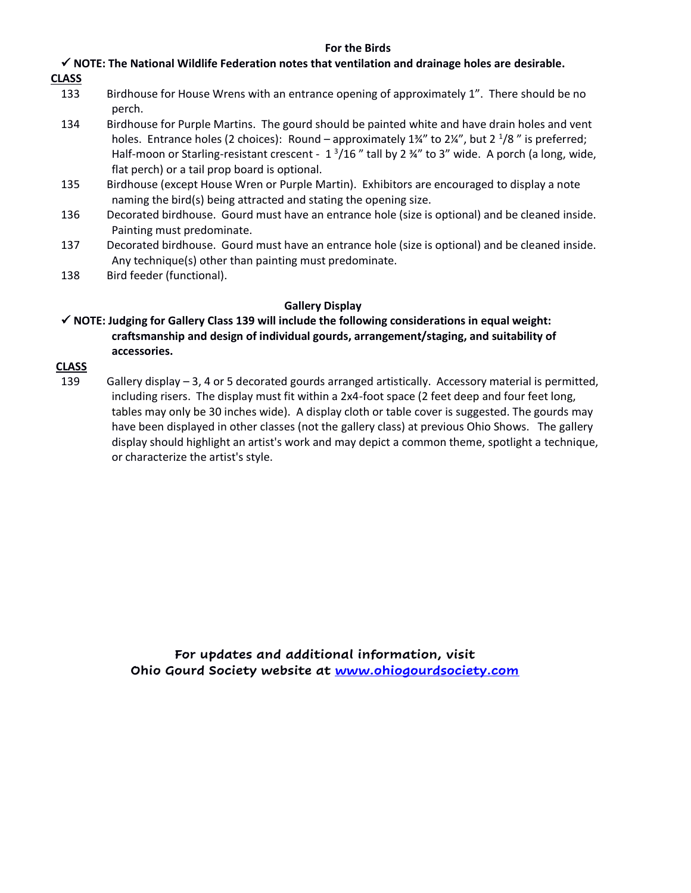## For the Birds

✓ **NOTE: The National Wildlife Federation notes that ventilation and drainage holes are desirable.**

**CLASS**

133 Birdhouse for House Wrens with an entrance opening of approximately 1". There should be no perch.

134 Birdhouse for Purple Martins. The gourd should be painted white and have drain holes and vent holes. Entrance holes (2 choices): Round – approximately 1¾" to 2¼", but 2 $^{1}/8$ " is preferred; Half-moon or Starling-resistant crescent - 1 $^{3}/16$ " tall by 2 ¾" to 3" wide. A porch (a long, wide, flat perch) or a tail prop board is optional.

135 Birdhouse (except House Wren or Purple Martin). Exhibitors are encouraged to display a note naming the bird(s) being attracted and stating the opening size.

136 Decorated birdhouse. Gourd must have an entrance hole (size is optional) and be cleaned inside. Painting must predominate.

137 Decorated birdhouse. Gourd must have an entrance hole (size is optional) and be cleaned inside. Any technique(s) other than painting must predominate.

138 Bird feeder (functional).

## Gallery Display

✓ **NOTE: Judging for Gallery Class 139 will include the following considerations in equal weight: craftsmanship and design of individual gourds, arrangement/staging, and suitability of accessories.**

**CLASS**

139 Gallery display – 3, 4 or 5 decorated gourds arranged artistically. Accessory material is permitted, including risers. The display must fit within a 2x4-foot space (2 feet deep and four feet long, tables may only be 30 inches wide). A display cloth or table cover is suggested. The gourds may have been displayed in other classes (not the gallery class) at previous Ohio Shows. The gallery display should highlight an artist's work and may depict a common theme, spotlight a technique, or characterize the artist's style.

**For updates and additional information, visit Ohio Gourd Society website at [www.ohiogourdsociety.com](http://www.ohiogourdsociety.com)**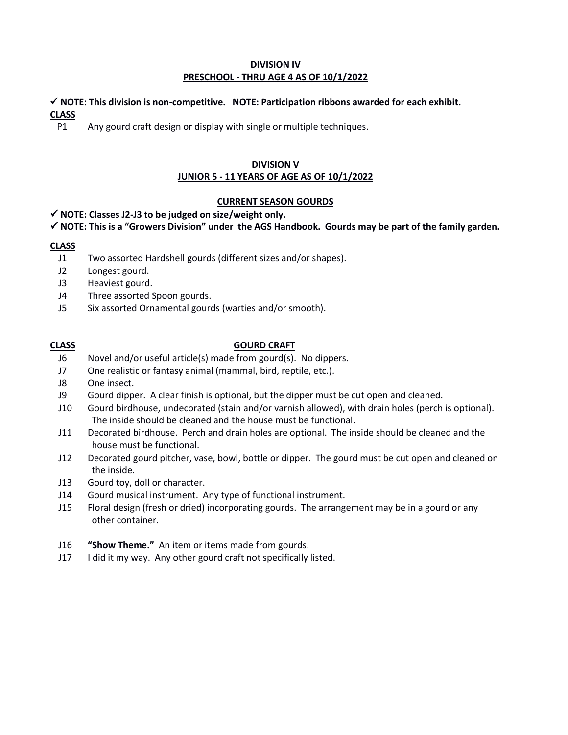## DIVISION IV
## PRESCHOOL - THRU AGE 4 AS OF 10/1/2022

✓ **NOTE: This division is non-competitive. NOTE: Participation ribbons awarded for each exhibit.**

**CLASS**

P1 Any gourd craft design or display with single or multiple techniques.

## DIVISION V
## JUNIOR 5 - 11 YEARS OF AGE AS OF 10/1/2022

### CURRENT SEASON GOURDS

✓ **NOTE: Classes J2-J3 to be judged on size/weight only.**

✓ **NOTE: This is a "Growers Division" under the AGS Handbook. Gourds may be part of the family garden.**

**CLASS**

- J1 Two assorted Hardshell gourds (different sizes and/or shapes).
- J2 Longest gourd.
- J3 Heaviest gourd.
- J4 Three assorted Spoon gourds.
- J5 Six assorted Ornamental gourds (warties and/or smooth).

**CLASS** **GOURD CRAFT**

- J6 Novel and/or useful article(s) made from gourd(s). No dippers.
- J7 One realistic or fantasy animal (mammal, bird, reptile, etc.).
- J8 One insect.
- J9 Gourd dipper. A clear finish is optional, but the dipper must be cut open and cleaned.
- J10 Gourd birdhouse, undecorated (stain and/or varnish allowed), with drain holes (perch is optional). The inside should be cleaned and the house must be functional.
- J11 Decorated birdhouse. Perch and drain holes are optional. The inside should be cleaned and the house must be functional.
- J12 Decorated gourd pitcher, vase, bowl, bottle or dipper. The gourd must be cut open and cleaned on the inside.
- J13 Gourd toy, doll or character.
- J14 Gourd musical instrument. Any type of functional instrument.
- J15 Floral design (fresh or dried) incorporating gourds. The arrangement may be in a gourd or any other container.
- J16 **"Show Theme."** An item or items made from gourds.
- J17 I did it my way. Any other gourd craft not specifically listed.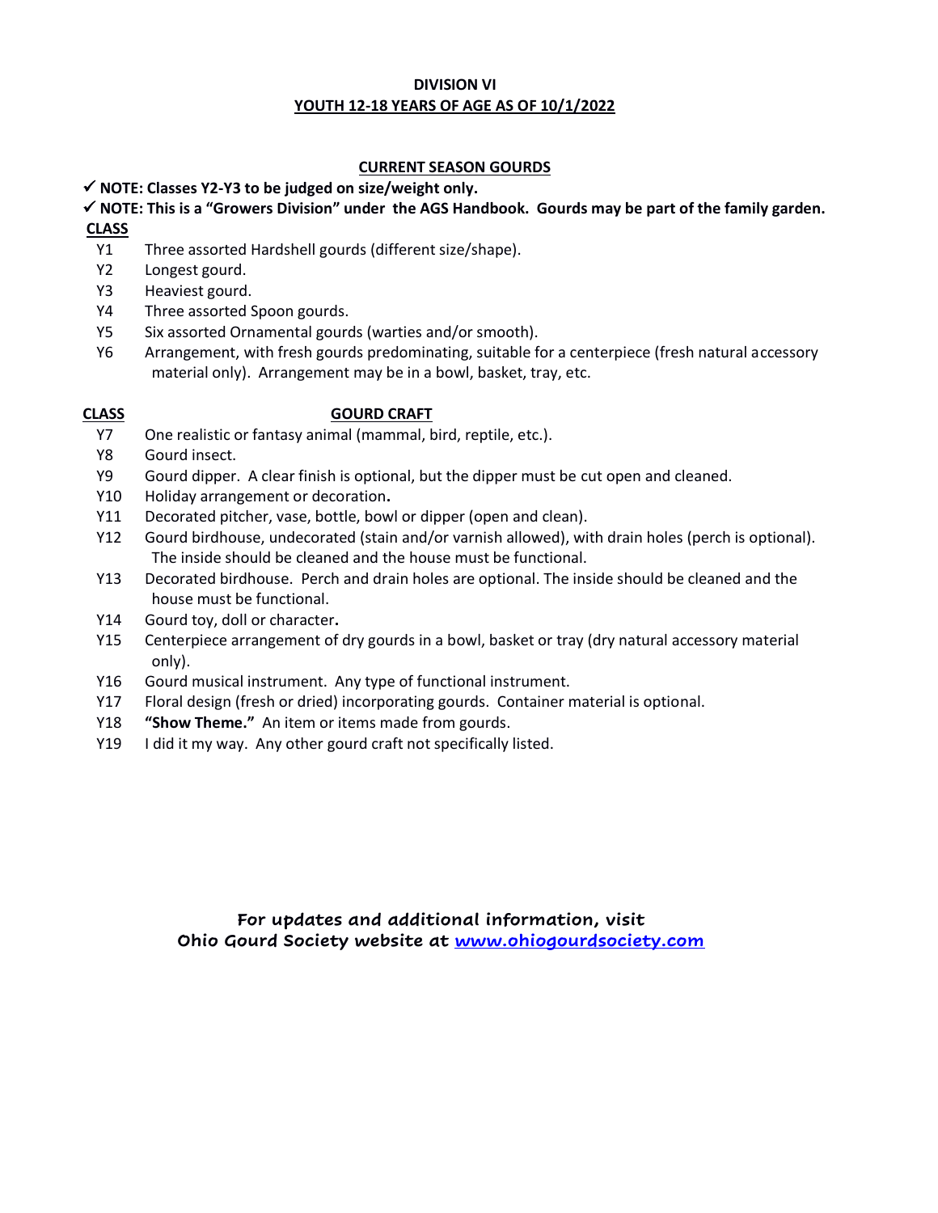## DIVISION VI
## YOUTH 12-18 YEARS OF AGE AS OF 10/1/2022

### CURRENT SEASON GOURDS

✓ **NOTE: Classes Y2-Y3 to be judged on size/weight only.**

✓ **NOTE: This is a "Growers Division" under the AGS Handbook. Gourds may be part of the family garden.**

**CLASS**

- Y1 Three assorted Hardshell gourds (different size/shape).
- Y2 Longest gourd.
- Y3 Heaviest gourd.
- Y4 Three assorted Spoon gourds.
- Y5 Six assorted Ornamental gourds (warties and/or smooth).
- Y6 Arrangement, with fresh gourds predominating, suitable for a centerpiece (fresh natural accessory material only). Arrangement may be in a bowl, basket, tray, etc.

**CLASS** **GOURD CRAFT**

- Y7 One realistic or fantasy animal (mammal, bird, reptile, etc.).
- Y8 Gourd insect.
- Y9 Gourd dipper. A clear finish is optional, but the dipper must be cut open and cleaned.
- Y10 Holiday arrangement or decoration**.**
- Y11 Decorated pitcher, vase, bottle, bowl or dipper (open and clean).
- Y12 Gourd birdhouse, undecorated (stain and/or varnish allowed), with drain holes (perch is optional). The inside should be cleaned and the house must be functional.
- Y13 Decorated birdhouse. Perch and drain holes are optional. The inside should be cleaned and the house must be functional.
- Y14 Gourd toy, doll or character**.**
- Y15 Centerpiece arrangement of dry gourds in a bowl, basket or tray (dry natural accessory material only).
- Y16 Gourd musical instrument. Any type of functional instrument.
- Y17 Floral design (fresh or dried) incorporating gourds. Container material is optional.
- Y18 **"Show Theme."** An item or items made from gourds.
- Y19 I did it my way. Any other gourd craft not specifically listed.

**For updates and additional information, visit Ohio Gourd Society website at [www.ohiogourdsociety.com](http://www.ohiogourdsociety.com)**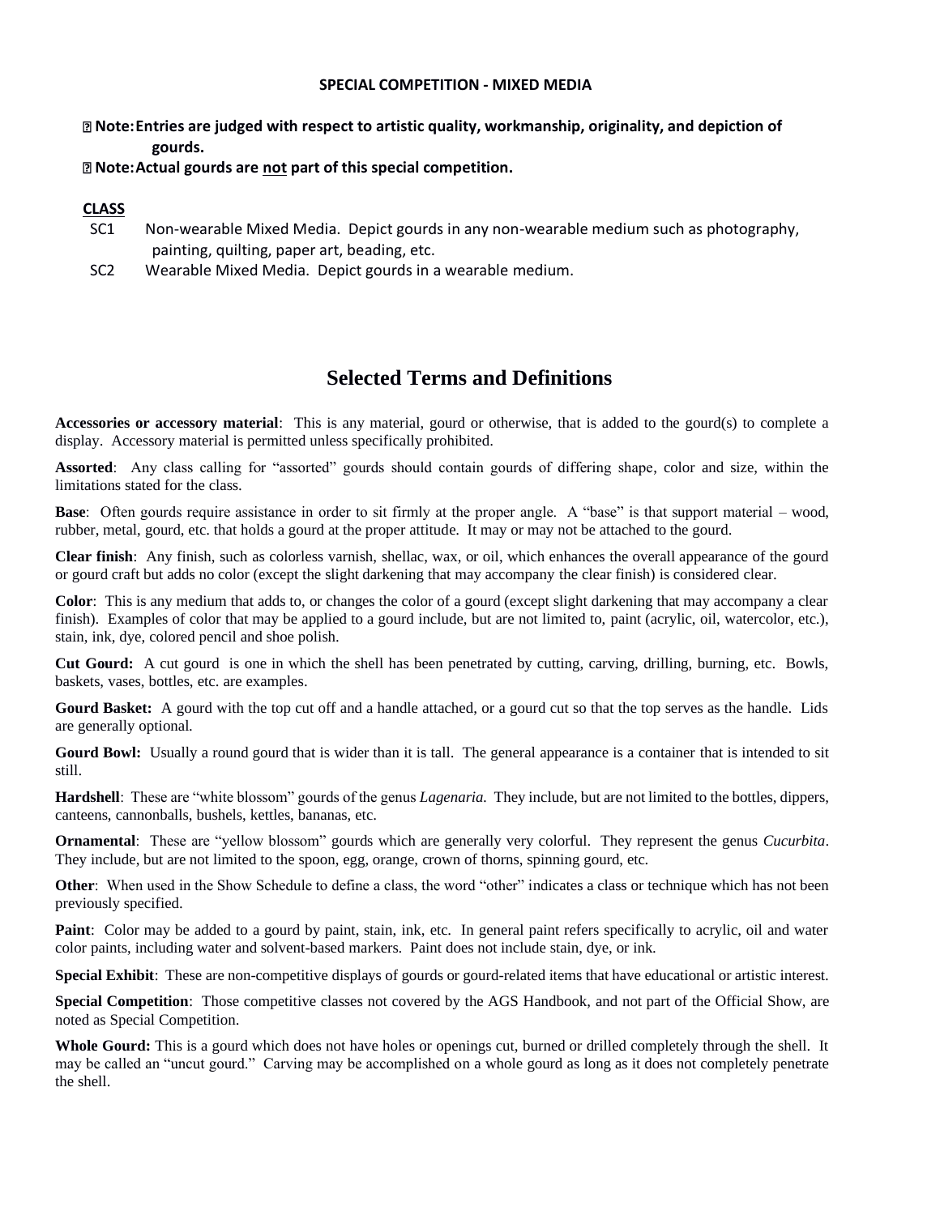### SPECIAL COMPETITION - MIXED MEDIA

- **Note: Entries are judged with respect to artistic quality, workmanship, originality, and depiction of gourds.**
- **Note: Actual gourds are <u>not</u> part of this special competition.**

**<u>CLASS</u>**

SC1 Non-wearable Mixed Media. Depict gourds in any non-wearable medium such as photography, painting, quilting, paper art, beading, etc.

SC2 Wearable Mixed Media. Depict gourds in a wearable medium.

## Selected Terms and Definitions

**Accessories or accessory material**: This is any material, gourd or otherwise, that is added to the gourd(s) to complete a display. Accessory material is permitted unless specifically prohibited.

**Assorted**: Any class calling for "assorted" gourds should contain gourds of differing shape, color and size, within the limitations stated for the class.

**Base**: Often gourds require assistance in order to sit firmly at the proper angle. A "base" is that support material – wood, rubber, metal, gourd, etc. that holds a gourd at the proper attitude. It may or may not be attached to the gourd.

**Clear finish**: Any finish, such as colorless varnish, shellac, wax, or oil, which enhances the overall appearance of the gourd or gourd craft but adds no color (except the slight darkening that may accompany the clear finish) is considered clear.

**Color**: This is any medium that adds to, or changes the color of a gourd (except slight darkening that may accompany a clear finish). Examples of color that may be applied to a gourd include, but are not limited to, paint (acrylic, oil, watercolor, etc.), stain, ink, dye, colored pencil and shoe polish.

**Cut Gourd:** A cut gourd is one in which the shell has been penetrated by cutting, carving, drilling, burning, etc. Bowls, baskets, vases, bottles, etc. are examples.

**Gourd Basket:** A gourd with the top cut off and a handle attached, or a gourd cut so that the top serves as the handle. Lids are generally optional.

**Gourd Bowl:** Usually a round gourd that is wider than it is tall. The general appearance is a container that is intended to sit still.

**Hardshell**: These are "white blossom" gourds of the genus *Lagenaria.* They include, but are not limited to the bottles, dippers, canteens, cannonballs, bushels, kettles, bananas, etc.

**Ornamental**: These are "yellow blossom" gourds which are generally very colorful. They represent the genus *Cucurbita*. They include, but are not limited to the spoon, egg, orange, crown of thorns, spinning gourd, etc.

**Other**: When used in the Show Schedule to define a class, the word "other" indicates a class or technique which has not been previously specified.

**Paint**: Color may be added to a gourd by paint, stain, ink, etc. In general paint refers specifically to acrylic, oil and water color paints, including water and solvent-based markers. Paint does not include stain, dye, or ink.

**Special Exhibit**: These are non-competitive displays of gourds or gourd-related items that have educational or artistic interest.

**Special Competition**: Those competitive classes not covered by the AGS Handbook, and not part of the Official Show, are noted as Special Competition.

**Whole Gourd:** This is a gourd which does not have holes or openings cut, burned or drilled completely through the shell. It may be called an "uncut gourd." Carving may be accomplished on a whole gourd as long as it does not completely penetrate the shell.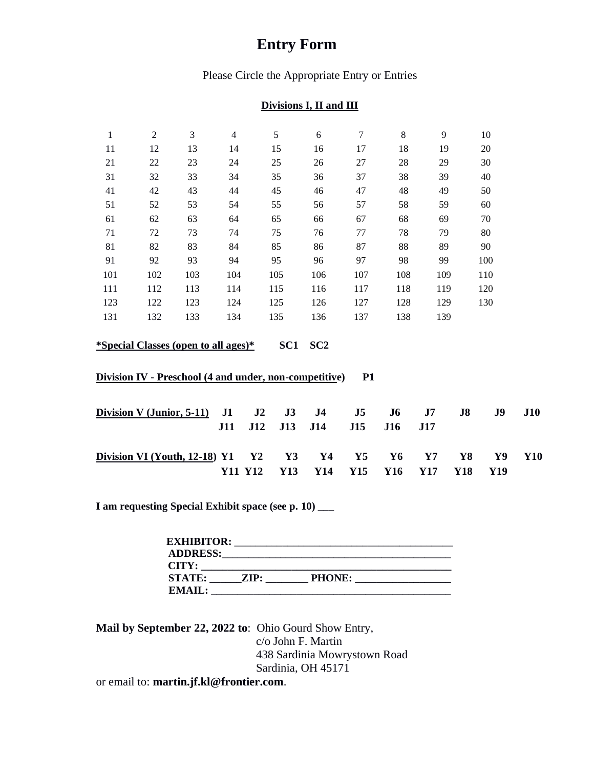# Entry Form

Please Circle the Appropriate Entry or Entries

**Divisions I, II and III**

| | | | | | | | | | |
|---|---|---|---|---|---|---|---|---|---|
| 1 | 2 | 3 | 4 | 5 | 6 | 7 | 8 | 9 | 10 |
| 11 | 12 | 13 | 14 | 15 | 16 | 17 | 18 | 19 | 20 |
| 21 | 22 | 23 | 24 | 25 | 26 | 27 | 28 | 29 | 30 |
| 31 | 32 | 33 | 34 | 35 | 36 | 37 | 38 | 39 | 40 |
| 41 | 42 | 43 | 44 | 45 | 46 | 47 | 48 | 49 | 50 |
| 51 | 52 | 53 | 54 | 55 | 56 | 57 | 58 | 59 | 60 |
| 61 | 62 | 63 | 64 | 65 | 66 | 67 | 68 | 69 | 70 |
| 71 | 72 | 73 | 74 | 75 | 76 | 77 | 78 | 79 | 80 |
| 81 | 82 | 83 | 84 | 85 | 86 | 87 | 88 | 89 | 90 |
| 91 | 92 | 93 | 94 | 95 | 96 | 97 | 98 | 99 | 100 |
| 101 | 102 | 103 | 104 | 105 | 106 | 107 | 108 | 109 | 110 |
| 111 | 112 | 113 | 114 | 115 | 116 | 117 | 118 | 119 | 120 |
| 123 | 122 | 123 | 124 | 125 | 126 | 127 | 128 | 129 | 130 |
| 131 | 132 | 133 | 134 | 135 | 136 | 137 | 138 | 139 | |

**\*Special Classes (open to all ages)\*** **SC1 SC2**

**Division IV - Preschool (4 and under, non-competitive)** **P1**

**Division V (Junior, 5-11)** **J1 J2 J3 J4 J5 J6 J7 J8 J9 J10 J11 J12 J13 J14 J15 J16 J17**

**Division VI (Youth, 12-18)** **Y1 Y2 Y3 Y4 Y5 Y6 Y7 Y8 Y9 Y10 Y11 Y12 Y13 Y14 Y15 Y16 Y17 Y18 Y19**

**I am requesting Special Exhibit space (see p. 10) ___**

**EXHIBITOR:** ________________________________________
**ADDRESS:**________________________________________
**CITY:** ________________________________________
**STATE:** ______**ZIP:** ________ **PHONE:** __________________
**EMAIL:** ________________________________________

**Mail by September 22, 2022 to**: Ohio Gourd Show Entry,
c/o John F. Martin
438 Sardinia Mowrystown Road
Sardinia, OH 45171

or email to: **martin.jf.kl@frontier.com**.